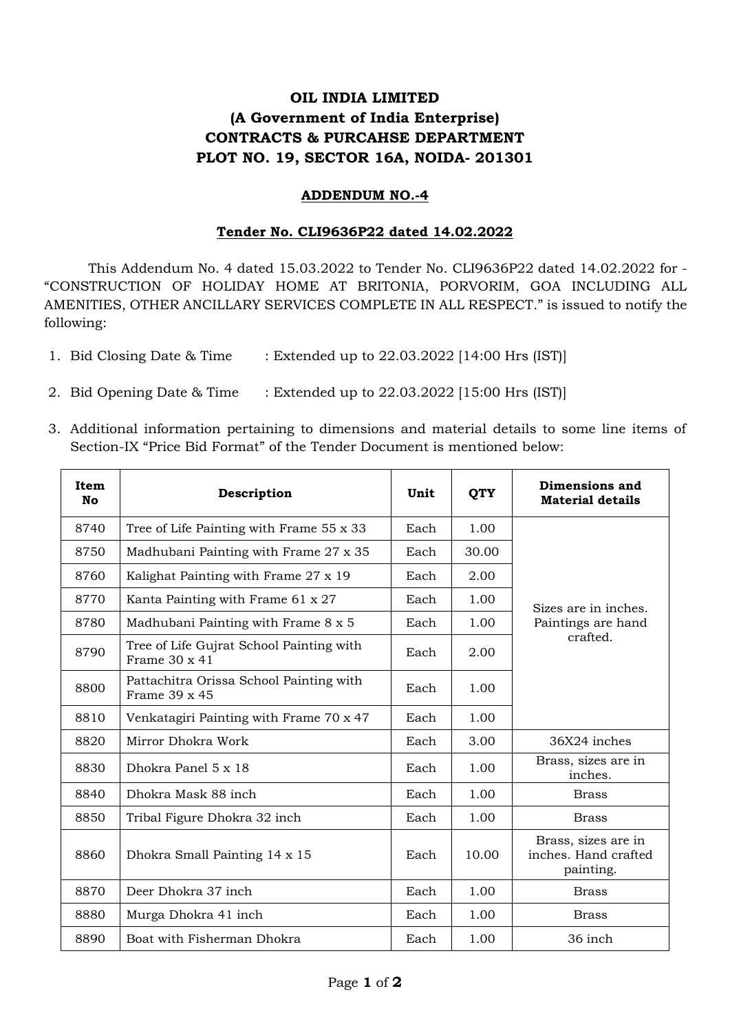# OIL INDIA LIMITED
## (A Government of India Enterprise)
## CONTRACTS & PURCAHSE DEPARTMENT
## PLOT NO. 19, SECTOR 16A, NOIDA- 201301

### ADDENDUM NO.-4

### Tender No. CLI9636P22 dated 14.02.2022

This Addendum No. 4 dated 15.03.2022 to Tender No. CLI9636P22 dated 14.02.2022 for - "CONSTRUCTION OF HOLIDAY HOME AT BRITONIA, PORVORIM, GOA INCLUDING ALL AMENITIES, OTHER ANCILLARY SERVICES COMPLETE IN ALL RESPECT." is issued to notify the following:

1. Bid Closing Date & Time : Extended up to 22.03.2022 [14:00 Hrs (IST)]
2. Bid Opening Date & Time : Extended up to 22.03.2022 [15:00 Hrs (IST)]
3. Additional information pertaining to dimensions and material details to some line items of Section-IX "Price Bid Format" of the Tender Document is mentioned below:

| Item No | Description | Unit | QTY | Dimensions and Material details |
|---|---|---|---|---|
| 8740 | Tree of Life Painting with Frame 55 x 33 | Each | 1.00 | Sizes are in inches. Paintings are hand crafted. |
| 8750 | Madhubani Painting with Frame 27 x 35 | Each | 30.00 | |
| 8760 | Kalighat Painting with Frame 27 x 19 | Each | 2.00 | |
| 8770 | Kanta Painting with Frame 61 x 27 | Each | 1.00 | |
| 8780 | Madhubani Painting with Frame 8 x 5 | Each | 1.00 | |
| 8790 | Tree of Life Gujrat School Painting with Frame 30 x 41 | Each | 2.00 | |
| 8800 | Pattachitra Orissa School Painting with Frame 39 x 45 | Each | 1.00 | |
| 8810 | Venkatagiri Painting with Frame 70 x 47 | Each | 1.00 | |
| 8820 | Mirror Dhokra Work | Each | 3.00 | 36X24 inches |
| 8830 | Dhokra Panel 5 x 18 | Each | 1.00 | Brass, sizes are in inches. |
| 8840 | Dhokra Mask 88 inch | Each | 1.00 | Brass |
| 8850 | Tribal Figure Dhokra 32 inch | Each | 1.00 | Brass |
| 8860 | Dhokra Small Painting 14 x 15 | Each | 10.00 | Brass, sizes are in inches. Hand crafted painting. |
| 8870 | Deer Dhokra 37 inch | Each | 1.00 | Brass |
| 8880 | Murga Dhokra 41 inch | Each | 1.00 | Brass |
| 8890 | Boat with Fisherman Dhokra | Each | 1.00 | 36 inch |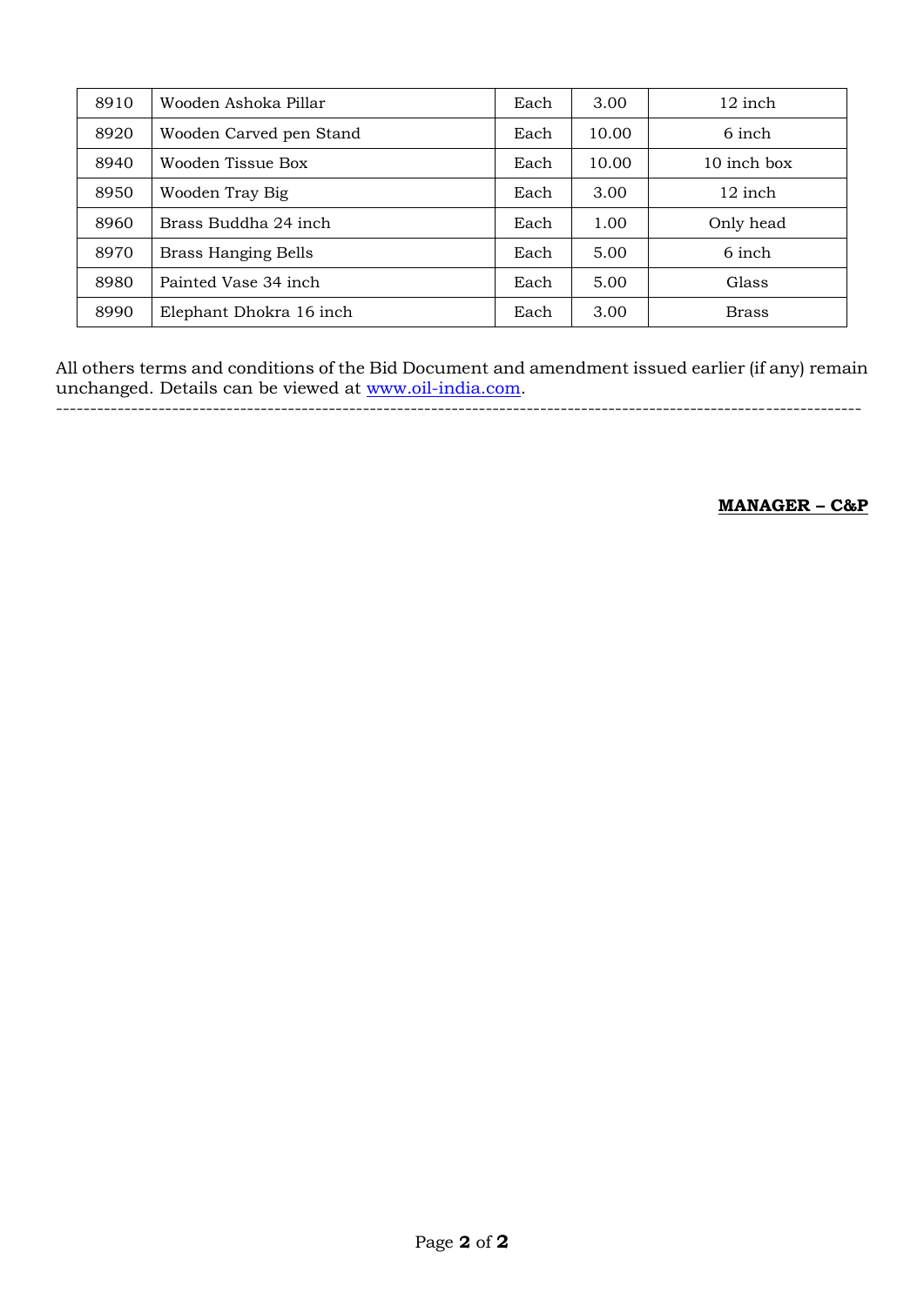| | | | | |
|---|---|---|---|---|
| 8910 | Wooden Ashoka Pillar | Each | 3.00 | 12 inch |
| 8920 | Wooden Carved pen Stand | Each | 10.00 | 6 inch |
| 8940 | Wooden Tissue Box | Each | 10.00 | 10 inch box |
| 8950 | Wooden Tray Big | Each | 3.00 | 12 inch |
| 8960 | Brass Buddha 24 inch | Each | 1.00 | Only head |
| 8970 | Brass Hanging Bells | Each | 5.00 | 6 inch |
| 8980 | Painted Vase 34 inch | Each | 5.00 | Glass |
| 8990 | Elephant Dhokra 16 inch | Each | 3.00 | Brass |

All others terms and conditions of the Bid Document and amendment issued earlier (if any) remain unchanged. Details can be viewed at www.oil-india.com.

---

**MANAGER – C&P**